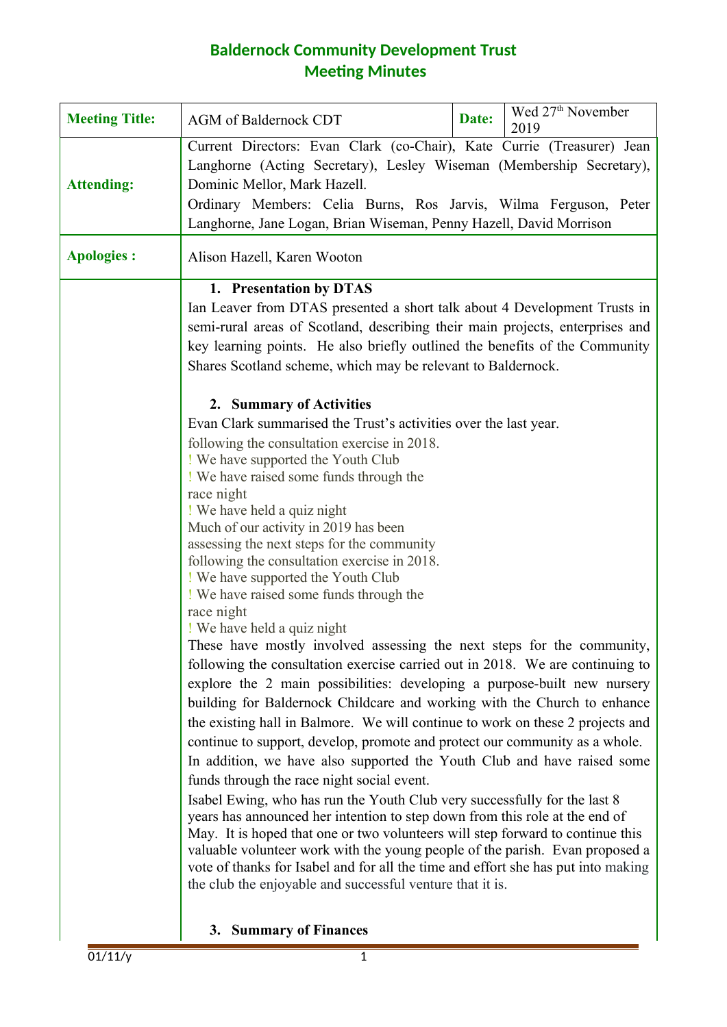# Baldernock Community Development Trust
## Meeting Minutes

| Meeting Title: | AGM of Baldernock CDT | Date: | Wed 27th November 2019 |
|---|---|---|---|
| Attending: | Current Directors: Evan Clark (co-Chair), Kate Currie (Treasurer) Jean Langhorne (Acting Secretary), Lesley Wiseman (Membership Secretary), Dominic Mellor, Mark Hazell.<br>Ordinary Members: Celia Burns, Ros Jarvis, Wilma Ferguson, Peter Langhorne, Jane Logan, Brian Wiseman, Penny Hazell, David Morrison | | |
| Apologies : | Alison Hazell, Karen Wooton | | |

### 1. Presentation by DTAS

Ian Leaver from DTAS presented a short talk about 4 Development Trusts in semi-rural areas of Scotland, describing their main projects, enterprises and key learning points. He also briefly outlined the benefits of the Community Shares Scotland scheme, which may be relevant to Baldernock.

### 2. Summary of Activities

Evan Clark summarised the Trust's activities over the last year.

following the consultation exercise in 2018.
! We have supported the Youth Club
! We have raised some funds through the race night
! We have held a quiz night
Much of our activity in 2019 has been assessing the next steps for the community following the consultation exercise in 2018.
! We have supported the Youth Club
! We have raised some funds through the race night
! We have held a quiz night

These have mostly involved assessing the next steps for the community, following the consultation exercise carried out in 2018. We are continuing to explore the 2 main possibilities: developing a purpose-built new nursery building for Baldernock Childcare and working with the Church to enhance the existing hall in Balmore. We will continue to work on these 2 projects and continue to support, develop, promote and protect our community as a whole. In addition, we have also supported the Youth Club and have raised some funds through the race night social event.

Isabel Ewing, who has run the Youth Club very successfully for the last 8 years has announced her intention to step down from this role at the end of May. It is hoped that one or two volunteers will step forward to continue this valuable volunteer work with the young people of the parish. Evan proposed a vote of thanks for Isabel and for all the time and effort she has put into making the club the enjoyable and successful venture that it is.

### 3. Summary of Finances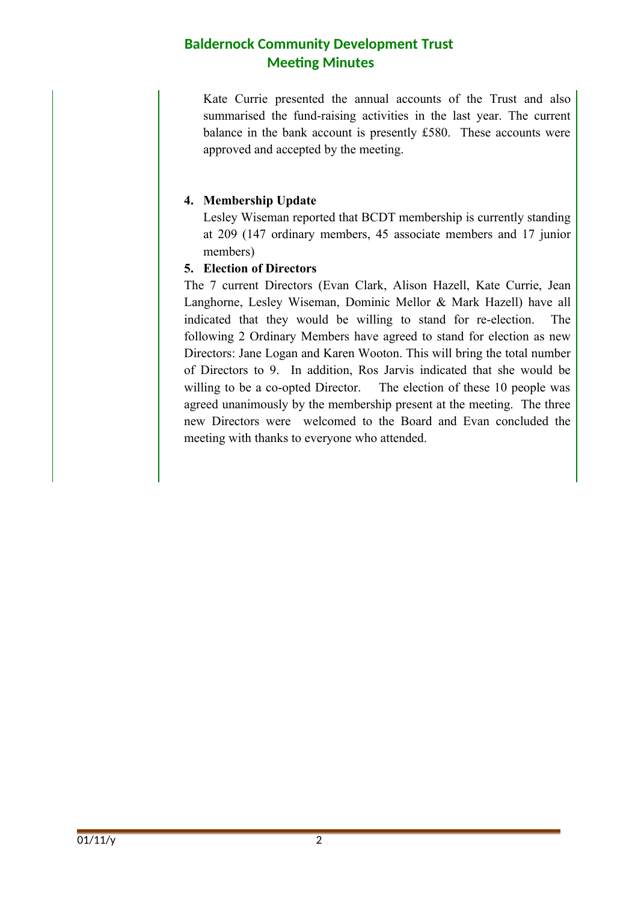Kate Currie presented the annual accounts of the Trust and also summarised the fund-raising activities in the last year. The current balance in the bank account is presently £580. These accounts were approved and accepted by the meeting.

4. **Membership Update**

   Lesley Wiseman reported that BCDT membership is currently standing at 209 (147 ordinary members, 45 associate members and 17 junior members)

5. **Election of Directors**

The 7 current Directors (Evan Clark, Alison Hazell, Kate Currie, Jean Langhorne, Lesley Wiseman, Dominic Mellor & Mark Hazell) have all indicated that they would be willing to stand for re-election. The following 2 Ordinary Members have agreed to stand for election as new Directors: Jane Logan and Karen Wooton. This will bring the total number of Directors to 9. In addition, Ros Jarvis indicated that she would be willing to be a co-opted Director. The election of these 10 people was agreed unanimously by the membership present at the meeting. The three new Directors were welcomed to the Board and Evan concluded the meeting with thanks to everyone who attended.